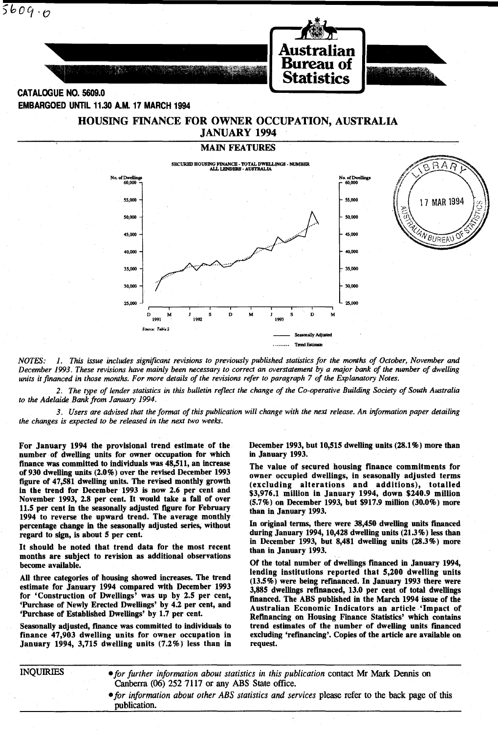5609.0

# Australian Bureau of Statistics

**CATALOGUE NO. 5609.0**

**EMBARGOED UNTIL 11.30 A.M. 17 MARCH 1994**

# HOUSING FINANCE FOR OWNER OCCUPATION, AUSTRALIA JANUARY 1994

## MAIN FEATURES

SECURED HOUSING FINANCE - TOTAL DWELLINGS - NUMBER
ALL LENDERS - AUSTRALIA

Source: Table 2

——— Seasonally Adjusted
......... Trend Estimate

*NOTES: 1. This issue includes significant revisions to previously published statistics for the months of October, November and December 1993. These revisions have mainly been necessary to correct an overstatement by a major bank of the number of dwelling units it financed in those months. For more details of the revisions refer to paragraph 7 of the Explanatory Notes.*

*2. The type of lender statistics in this bulletin reflect the change of the Co-operative Building Society of South Australia to the Adelaide Bank from January 1994.*

*3. Users are advised that the format of this publication will change with the next release. An information paper detailing the changes is expected to be released in the next two weeks.*

**For January 1994 the provisional trend estimate of the number of dwelling units for owner occupation for which finance was committed to individuals was 48,511, an increase of 930 dwelling units (2.0%) over the revised December 1993 figure of 47,581 dwelling units. The revised monthly growth in the trend for December 1993 is now 2.6 per cent and November 1993, 2.8 per cent. It would take a fall of over 11.5 per cent in the seasonally adjusted figure for February 1994 to reverse the upward trend. The average monthly percentage change in the seasonally adjusted series, without regard to sign, is about 5 per cent.**

**It should be noted that trend data for the most recent months are subject to revision as additional observations become available.**

**All three categories of housing showed increases. The trend estimate for January 1994 compared with December 1993 for 'Construction of Dwellings' was up by 2.5 per cent, 'Purchase of Newly Erected Dwellings' by 4.2 per cent, and 'Purchase of Established Dwellings' by 1.7 per cent.**

**Seasonally adjusted, finance was committed to individuals to finance 47,903 dwelling units for owner occupation in January 1994, 3,715 dwelling units (7.2%) less than in December 1993, but 10,515 dwelling units (28.1%) more than in January 1993.**

**The value of secured housing finance commitments for owner occupied dwellings, in seasonally adjusted terms (excluding alterations and additions), totalled $3,976.1 million in January 1994, down $240.9 million (5.7%) on December 1993, but $917.9 million (30.0%) more than in January 1993.**

**In original terms, there were 38,450 dwelling units financed during January 1994, 10,428 dwelling units (21.3%) less than in December 1993, but 8,481 dwelling units (28.3%) more than in January 1993.**

**Of the total number of dwellings financed in January 1994, lending institutions reported that 5,200 dwelling units (13.5%) were being refinanced. In January 1993 there were 3,885 dwellings refinanced, 13.0 per cent of total dwellings financed. The ABS published in the March 1994 issue of the Australian Economic Indicators an article 'Impact of Refinancing on Housing Finance Statistics' which contains trend estimates of the number of dwelling units financed excluding 'refinancing'. Copies of the article are available on request.**

INQUIRIES

- *for further information about statistics in this publication* contact Mr Mark Dennis on Canberra (06) 252 7117 or any ABS State office.
- *for information about other ABS statistics and services* please refer to the back page of this publication.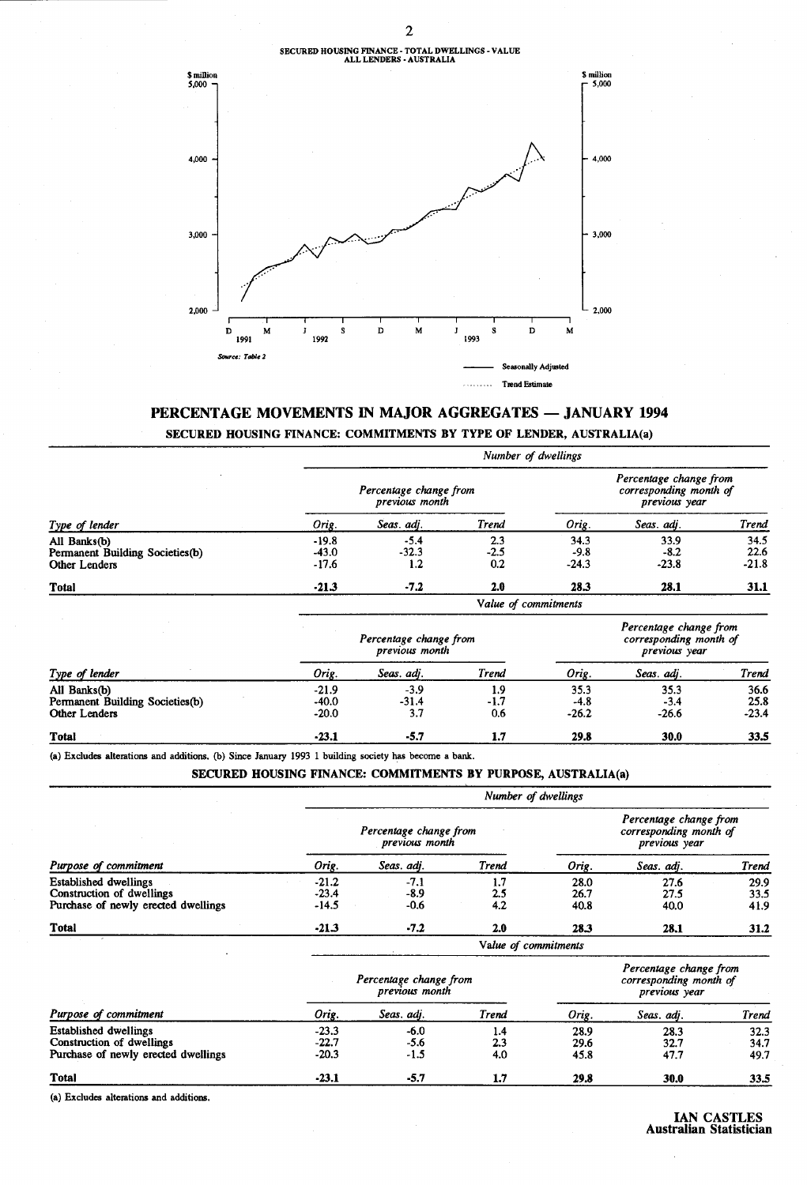SECURED HOUSING FINANCE - TOTAL DWELLINGS - VALUE
ALL LENDERS - AUSTRALIA

Source: Table 2

—— Seasonally Adjusted
........ Trend Estimate

## PERCENTAGE MOVEMENTS IN MAJOR AGGREGATES — JANUARY 1994

### SECURED HOUSING FINANCE: COMMITMENTS BY TYPE OF LENDER, AUSTRALIA(a)

| | Number of dwellings | | | | | |
|---|---|---|---|---|---|---|
| | *Percentage change from previous month* | | | *Percentage change from corresponding month of previous year* | | |
| *Type of lender* | *Orig.* | *Seas. adj.* | *Trend* | *Orig.* | *Seas. adj.* | *Trend* |
| All Banks(b) | -19.8 | -5.4 | 2.3 | 34.3 | 33.9 | 34.5 |
| Permanent Building Societies(b) | -43.0 | -32.3 | -2.5 | -9.8 | -8.2 | 22.6 |
| Other Lenders | -17.6 | 1.2 | 0.2 | -24.3 | -23.8 | -21.8 |
| **Total** | **-21.3** | **-7.2** | **2.0** | **28.3** | **28.1** | **31.1** |
| | Value of commitments | | | | | |
| | *Percentage change from previous month* | | | *Percentage change from corresponding month of previous year* | | |
| *Type of lender* | *Orig.* | *Seas. adj.* | *Trend* | *Orig.* | *Seas. adj.* | *Trend* |
| All Banks(b) | -21.9 | -3.9 | 1.9 | 35.3 | 35.3 | 36.6 |
| Permanent Building Societies(b) | -40.0 | -31.4 | -1.7 | -4.8 | -3.4 | 25.8 |
| Other Lenders | -20.0 | 3.7 | 0.6 | -26.2 | -26.6 | -23.4 |
| **Total** | **-23.1** | **-5.7** | **1.7** | **29.8** | **30.0** | **33.5** |

(a) Excludes alterations and additions. (b) Since January 1993 1 building society has become a bank.

### SECURED HOUSING FINANCE: COMMITMENTS BY PURPOSE, AUSTRALIA(a)

| | Number of dwellings | | | | | |
|---|---|---|---|---|---|---|
| | *Percentage change from previous month* | | | *Percentage change from corresponding month of previous year* | | |
| *Purpose of commitment* | *Orig.* | *Seas. adj.* | *Trend* | *Orig.* | *Seas. adj.* | *Trend* |
| Established dwellings | -21.2 | -7.1 | 1.7 | 28.0 | 27.6 | 29.9 |
| Construction of dwellings | -23.4 | -8.9 | 2.5 | 26.7 | 27.5 | 33.5 |
| Purchase of newly erected dwellings | -14.5 | -0.6 | 4.2 | 40.8 | 40.0 | 41.9 |
| **Total** | **-21.3** | **-7.2** | **2.0** | **28.3** | **28.1** | **31.2** |
| | Value of commitments | | | | | |
| | *Percentage change from previous month* | | | *Percentage change from corresponding month of previous year* | | |
| *Purpose of commitment* | *Orig.* | *Seas. adj.* | *Trend* | *Orig.* | *Seas. adj.* | *Trend* |
| Established dwellings | -23.3 | -6.0 | 1.4 | 28.9 | 28.3 | 32.3 |
| Construction of dwellings | -22.7 | -5.6 | 2.3 | 29.6 | 32.7 | 34.7 |
| Purchase of newly erected dwellings | -20.3 | -1.5 | 4.0 | 45.8 | 47.7 | 49.7 |
| **Total** | **-23.1** | **-5.7** | **1.7** | **29.8** | **30.0** | **33.5** |

(a) Excludes alterations and additions.

**IAN CASTLES**
**Australian Statistician**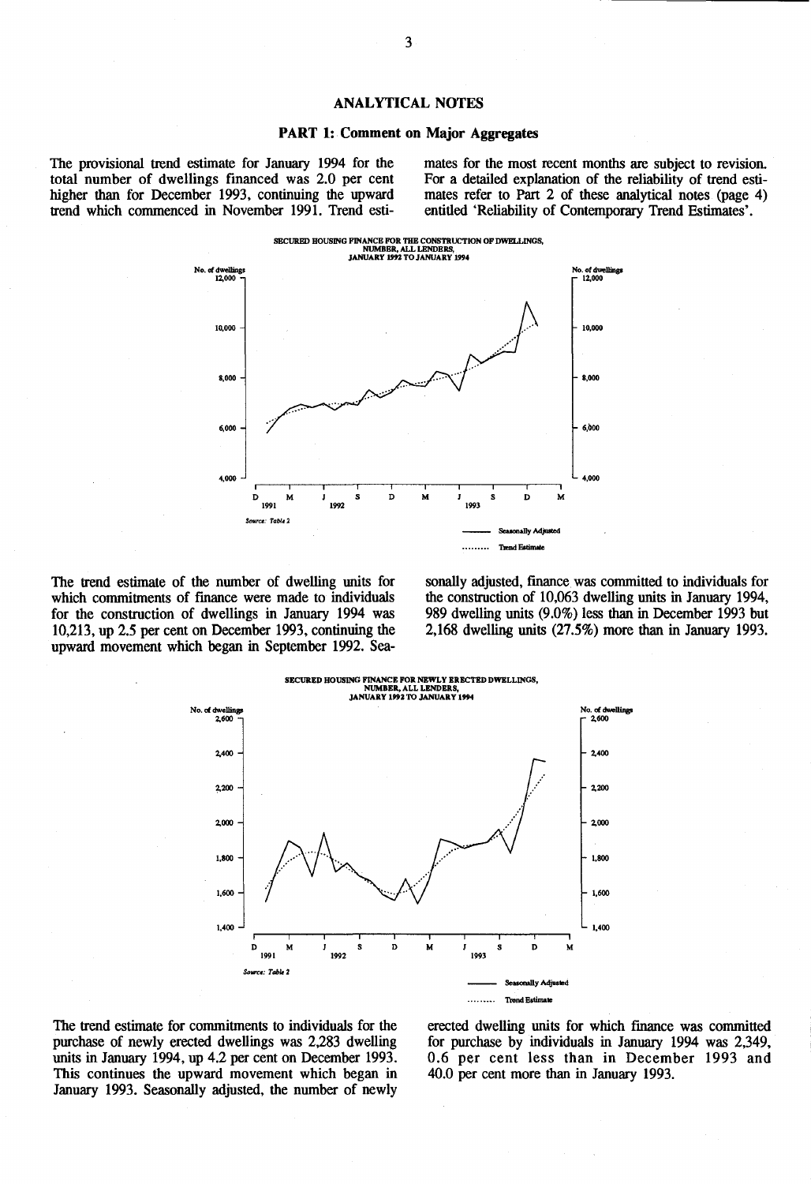# ANALYTICAL NOTES

## PART 1: Comment on Major Aggregates

The provisional trend estimate for January 1994 for the total number of dwellings financed was 2.0 per cent higher than for December 1993, continuing the upward trend which commenced in November 1991. Trend estimates for the most recent months are subject to revision. For a detailed explanation of the reliability of trend estimates refer to Part 2 of these analytical notes (page 4) entitled 'Reliability of Contemporary Trend Estimates'.

SECURED HOUSING FINANCE FOR THE CONSTRUCTION OF DWELLINGS, NUMBER, ALL LENDERS, JANUARY 1992 TO JANUARY 1994

Source: Table 2

The trend estimate of the number of dwelling units for which commitments of finance were made to individuals for the construction of dwellings in January 1994 was 10,213, up 2.5 per cent on December 1993, continuing the upward movement which began in September 1992. Seasonally adjusted, finance was committed to individuals for the construction of 10,063 dwelling units in January 1994, 989 dwelling units (9.0%) less than in December 1993 but 2,168 dwelling units (27.5%) more than in January 1993.

SECURED HOUSING FINANCE FOR NEWLY ERECTED DWELLINGS, NUMBER, ALL LENDERS, JANUARY 1992 TO JANUARY 1994

Source: Table 2

The trend estimate for commitments to individuals for the purchase of newly erected dwellings was 2,283 dwelling units in January 1994, up 4.2 per cent on December 1993. This continues the upward movement which began in January 1993. Seasonally adjusted, the number of newly erected dwelling units for which finance was committed for purchase by individuals in January 1994 was 2,349, 0.6 per cent less than in December 1993 and 40.0 per cent more than in January 1993.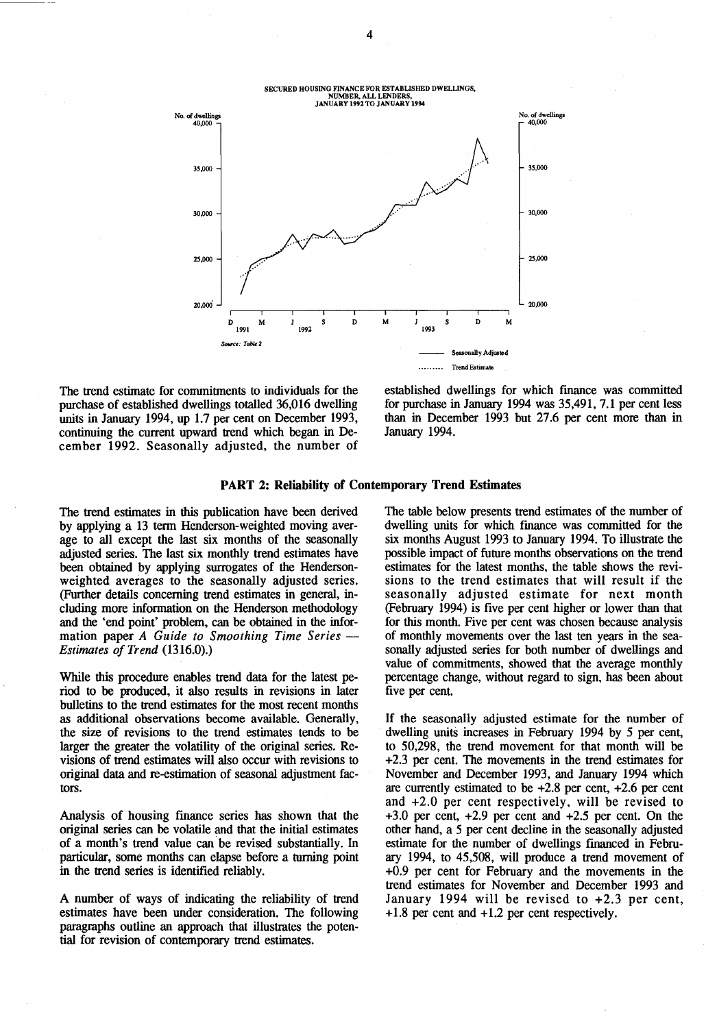SECURED HOUSING FINANCE FOR ESTABLISHED DWELLINGS, NUMBER, ALL LENDERS, JANUARY 1992 TO JANUARY 1994

Source: Table 2

The trend estimate for commitments to individuals for the purchase of established dwellings totalled 36,016 dwelling units in January 1994, up 1.7 per cent on December 1993, continuing the current upward trend which began in December 1992. Seasonally adjusted, the number of established dwellings for which finance was committed for purchase in January 1994 was 35,491, 7.1 per cent less than in December 1993 but 27.6 per cent more than in January 1994.

## PART 2: Reliability of Contemporary Trend Estimates

The trend estimates in this publication have been derived by applying a 13 term Henderson-weighted moving average to all except the last six months of the seasonally adjusted series. The last six monthly trend estimates have been obtained by applying surrogates of the Henderson-weighted averages to the seasonally adjusted series. (Further details concerning trend estimates in general, including more information on the Henderson methodology and the 'end point' problem, can be obtained in the information paper *A Guide to Smoothing Time Series — Estimates of Trend* (1316.0).)

While this procedure enables trend data for the latest period to be produced, it also results in revisions in later bulletins to the trend estimates for the most recent months as additional observations become available. Generally, the size of revisions to the trend estimates tends to be larger the greater the volatility of the original series. Revisions of trend estimates will also occur with revisions to original data and re-estimation of seasonal adjustment factors.

Analysis of housing finance series has shown that the original series can be volatile and that the initial estimates of a month's trend value can be revised substantially. In particular, some months can elapse before a turning point in the trend series is identified reliably.

A number of ways of indicating the reliability of trend estimates have been under consideration. The following paragraphs outline an approach that illustrates the potential for revision of contemporary trend estimates.

The table below presents trend estimates of the number of dwelling units for which finance was committed for the six months August 1993 to January 1994. To illustrate the possible impact of future months observations on the trend estimates for the latest months, the table shows the revisions to the trend estimates that will result if the seasonally adjusted estimate for next month (February 1994) is five per cent higher or lower than that for this month. Five per cent was chosen because analysis of monthly movements over the last ten years in the seasonally adjusted series for both number of dwellings and value of commitments, showed that the average monthly percentage change, without regard to sign, has been about five per cent.

If the seasonally adjusted estimate for the number of dwelling units increases in February 1994 by 5 per cent, to 50,298, the trend movement for that month will be +2.3 per cent. The movements in the trend estimates for November and December 1993, and January 1994 which are currently estimated to be +2.8 per cent, +2.6 per cent and +2.0 per cent respectively, will be revised to +3.0 per cent, +2.9 per cent and +2.5 per cent. On the other hand, a 5 per cent decline in the seasonally adjusted estimate for the number of dwellings financed in February 1994, to 45,508, will produce a trend movement of +0.9 per cent for February and the movements in the trend estimates for November and December 1993 and January 1994 will be revised to +2.3 per cent, +1.8 per cent and +1.2 per cent respectively.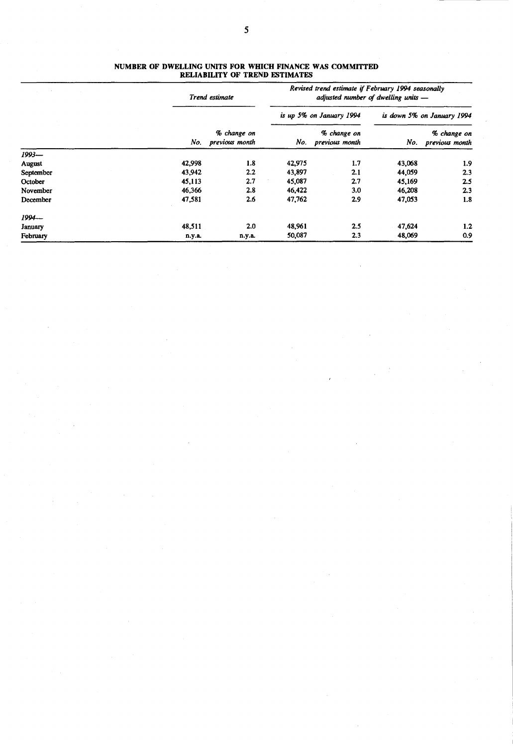**NUMBER OF DWELLING UNITS FOR WHICH FINANCE WAS COMMITTED RELIABILITY OF TREND ESTIMATES**

| | *Trend estimate* | | *Revised trend estimate if February 1994 seasonally adjusted number of dwelling units —* | | | |
|---|---|---|---|---|---|---|
| | | | *is up 5% on January 1994* | | *is down 5% on January 1994* | |
| | *No.* | *% change on previous month* | *No.* | *% change on previous month* | *No.* | *% change on previous month* |
| *1993—* | | | | | | |
| August | 42,998 | 1.8 | 42,975 | 1.7 | 43,068 | 1.9 |
| September | 43,942 | 2.2 | 43,897 | 2.1 | 44,059 | 2.3 |
| October | 45,113 | 2.7 | 45,087 | 2.7 | 45,169 | 2.5 |
| November | 46,366 | 2.8 | 46,422 | 3.0 | 46,208 | 2.3 |
| December | 47,581 | 2.6 | 47,762 | 2.9 | 47,053 | 1.8 |
| *1994—* | | | | | | |
| January | 48,511 | 2.0 | 48,961 | 2.5 | 47,624 | 1.2 |
| February | n.y.a. | n.y.a. | 50,087 | 2.3 | 48,069 | 0.9 |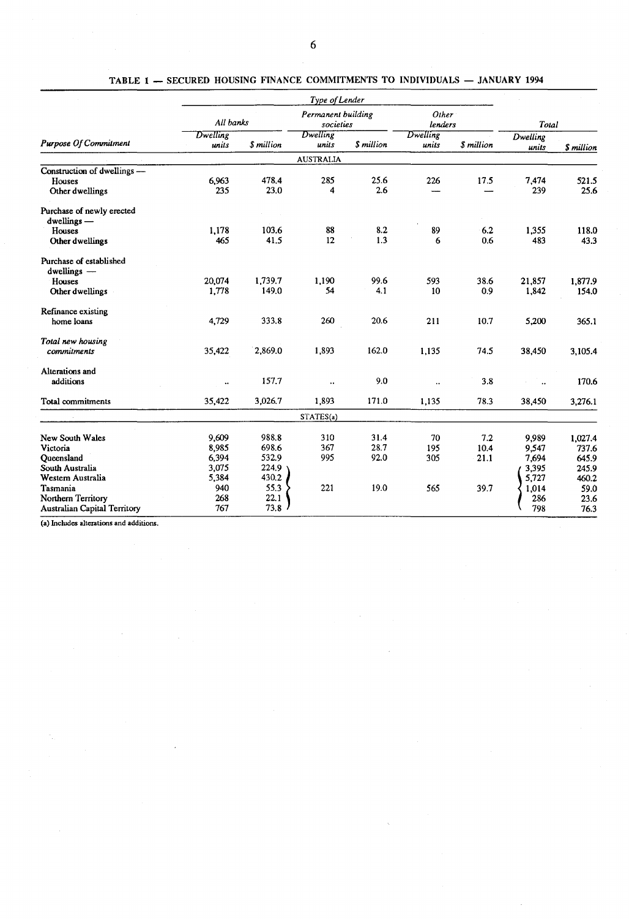**TABLE 1 — SECURED HOUSING FINANCE COMMITMENTS TO INDIVIDUALS — JANUARY 1994**

| | *Type of Lender* | | | | | | | |
|---|---|---|---|---|---|---|---|---|
| | *All banks* | | *Permanent building societies* | | *Other lenders* | | *Total* | |
| *Purpose Of Commitment* | *Dwelling units* | *$ million* | *Dwelling units* | *$ million* | *Dwelling units* | *$ million* | *Dwelling units* | *$ million* |
| | | | AUSTRALIA | | | | | |
| Construction of dwellings — | | | | | | | | |
| Houses | 6,963 | 478.4 | 285 | 25.6 | 226 | 17.5 | 7,474 | 521.5 |
| Other dwellings | 235 | 23.0 | 4 | 2.6 | — | — | 239 | 25.6 |
| Purchase of newly erected dwellings — | | | | | | | | |
| Houses | 1,178 | 103.6 | 88 | 8.2 | 89 | 6.2 | 1,355 | 118.0 |
| Other dwellings | 465 | 41.5 | 12 | 1.3 | 6 | 0.6 | 483 | 43.3 |
| Purchase of established dwellings — | | | | | | | | |
| Houses | 20,074 | 1,739.7 | 1,190 | 99.6 | 593 | 38.6 | 21,857 | 1,877.9 |
| Other dwellings | 1,778 | 149.0 | 54 | 4.1 | 10 | 0.9 | 1,842 | 154.0 |
| Refinance existing home loans | 4,729 | 333.8 | 260 | 20.6 | 211 | 10.7 | 5,200 | 365.1 |
| *Total new housing commitments* | 35,422 | 2,869.0 | 1,893 | 162.0 | 1,135 | 74.5 | 38,450 | 3,105.4 |
| Alterations and additions | .. | 157.7 | .. | 9.0 | .. | 3.8 | .. | 170.6 |
| Total commitments | 35,422 | 3,026.7 | 1,893 | 171.0 | 1,135 | 78.3 | 38,450 | 3,276.1 |
| | | | STATES(a) | | | | | |
| New South Wales | 9,609 | 988.8 | 310 | 31.4 | 70 | 7.2 | 9,989 | 1,027.4 |
| Victoria | 8,985 | 698.6 | 367 | 28.7 | 195 | 10.4 | 9,547 | 737.6 |
| Queensland | 6,394 | 532.9 | 995 | 92.0 | 305 | 21.1 | 7,694 | 645.9 |
| South Australia | 3,075 | 224.9 | | | | | 3,395 | 245.9 |
| Western Australia | 5,384 | 430.2 | | | | | 5,727 | 460.2 |
| Tasmania | 940 | 55.3 | 221 | 19.0 | 565 | 39.7 | 1,014 | 59.0 |
| Northern Territory | 268 | 22.1 | | | | | 286 | 23.6 |
| Australian Capital Territory | 767 | 73.8 | | | | | 798 | 76.3 |

(a) Includes alterations and additions.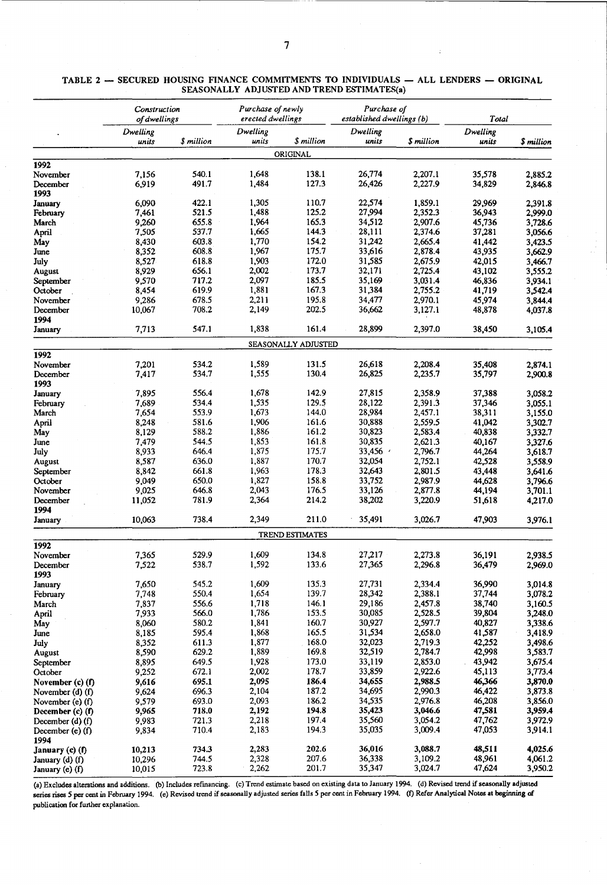## TABLE 2 — SECURED HOUSING FINANCE COMMITMENTS TO INDIVIDUALS — ALL LENDERS — ORIGINAL SEASONALLY ADJUSTED AND TREND ESTIMATES(a)

| | *Construction of dwellings* | | *Purchase of newly erected dwellings* | | *Purchase of established dwellings (b)* | | *Total* | |
|---|---|---|---|---|---|---|---|---|
| | *Dwelling units* | *$ million* | *Dwelling units* | *$ million* | *Dwelling units* | *$ million* | *Dwelling units* | *$ million* |
| | | | | ORIGINAL | | | | |
| **1992** | | | | | | | | |
| November | 7,156 | 540.1 | 1,648 | 138.1 | 26,774 | 2,207.1 | 35,578 | 2,885.2 |
| December | 6,919 | 491.7 | 1,484 | 127.3 | 26,426 | 2,227.9 | 34,829 | 2,846.8 |
| **1993** | | | | | | | | |
| January | 6,090 | 422.1 | 1,305 | 110.7 | 22,574 | 1,859.1 | 29,969 | 2,391.8 |
| February | 7,461 | 521.5 | 1,488 | 125.2 | 27,994 | 2,352.3 | 36,943 | 2,999.0 |
| March | 9,260 | 655.8 | 1,964 | 165.3 | 34,512 | 2,907.6 | 45,736 | 3,728.6 |
| April | 7,505 | 537.7 | 1,665 | 144.3 | 28,111 | 2,374.6 | 37,281 | 3,056.6 |
| May | 8,430 | 603.8 | 1,770 | 154.2 | 31,242 | 2,665.4 | 41,442 | 3,423.5 |
| June | 8,352 | 608.8 | 1,967 | 175.7 | 33,616 | 2,878.4 | 43,935 | 3,662.9 |
| July | 8,527 | 618.8 | 1,903 | 172.0 | 31,585 | 2,675.9 | 42,015 | 3,466.7 |
| August | 8,929 | 656.1 | 2,002 | 173.7 | 32,171 | 2,725.4 | 43,102 | 3,555.2 |
| September | 9,570 | 717.2 | 2,097 | 185.5 | 35,169 | 3,031.4 | 46,836 | 3,934.1 |
| October | 8,454 | 619.9 | 1,881 | 167.3 | 31,384 | 2,755.2 | 41,719 | 3,542.4 |
| November | 9,286 | 678.5 | 2,211 | 195.8 | 34,477 | 2,970.1 | 45,974 | 3,844.4 |
| December | 10,067 | 708.2 | 2,149 | 202.5 | 36,662 | 3,127.1 | 48,878 | 4,037.8 |
| **1994** | | | | | | | | |
| January | 7,713 | 547.1 | 1,838 | 161.4 | 28,899 | 2,397.0 | 38,450 | 3,105.4 |
| | | | | SEASONALLY ADJUSTED | | | | |
| **1992** | | | | | | | | |
| November | 7,201 | 534.2 | 1,589 | 131.5 | 26,618 | 2,208.4 | 35,408 | 2,874.1 |
| December | 7,417 | 534.7 | 1,555 | 130.4 | 26,825 | 2,235.7 | 35,797 | 2,900.8 |
| **1993** | | | | | | | | |
| January | 7,895 | 556.4 | 1,678 | 142.9 | 27,815 | 2,358.9 | 37,388 | 3,058.2 |
| February | 7,689 | 534.4 | 1,535 | 129.5 | 28,122 | 2,391.3 | 37,346 | 3,055.1 |
| March | 7,654 | 553.9 | 1,673 | 144.0 | 28,984 | 2,457.1 | 38,311 | 3,155.0 |
| April | 8,248 | 581.6 | 1,906 | 161.6 | 30,888 | 2,559.5 | 41,042 | 3,302.7 |
| May | 8,129 | 588.2 | 1,886 | 161.2 | 30,823 | 2,583.4 | 40,838 | 3,332.7 |
| June | 7,479 | 544.5 | 1,853 | 161.8 | 30,835 | 2,621.3 | 40,167 | 3,327.6 |
| July | 8,933 | 646.4 | 1,875 | 175.7 | 33,456 | 2,796.7 | 44,264 | 3,618.7 |
| August | 8,587 | 636.0 | 1,887 | 170.7 | 32,054 | 2,752.1 | 42,528 | 3,558.9 |
| September | 8,842 | 661.8 | 1,963 | 178.3 | 32,643 | 2,801.5 | 43,448 | 3,641.6 |
| October | 9,049 | 650.0 | 1,827 | 158.8 | 33,752 | 2,987.9 | 44,628 | 3,796.6 |
| November | 9,025 | 646.8 | 2,043 | 176.5 | 33,126 | 2,877.8 | 44,194 | 3,701.1 |
| December | 11,052 | 781.9 | 2,364 | 214.2 | 38,202 | 3,220.9 | 51,618 | 4,217.0 |
| **1994** | | | | | | | | |
| January | 10,063 | 738.4 | 2,349 | 211.0 | 35,491 | 3,026.7 | 47,903 | 3,976.1 |
| | | | | TREND ESTIMATES | | | | |
| **1992** | | | | | | | | |
| November | 7,365 | 529.9 | 1,609 | 134.8 | 27,217 | 2,273.8 | 36,191 | 2,938.5 |
| December | 7,522 | 538.7 | 1,592 | 133.6 | 27,365 | 2,296.8 | 36,479 | 2,969.0 |
| **1993** | | | | | | | | |
| January | 7,650 | 545.2 | 1,609 | 135.3 | 27,731 | 2,334.4 | 36,990 | 3,014.8 |
| February | 7,748 | 550.4 | 1,654 | 139.7 | 28,342 | 2,388.1 | 37,744 | 3,078.2 |
| March | 7,837 | 556.6 | 1,718 | 146.1 | 29,186 | 2,457.8 | 38,740 | 3,160.5 |
| April | 7,933 | 566.0 | 1,786 | 153.5 | 30,085 | 2,528.5 | 39,804 | 3,248.0 |
| May | 8,060 | 580.2 | 1,841 | 160.7 | 30,927 | 2,597.7 | 40,827 | 3,338.6 |
| June | 8,185 | 595.4 | 1,868 | 165.5 | 31,534 | 2,658.0 | 41,587 | 3,418.9 |
| July | 8,352 | 611.3 | 1,877 | 168.0 | 32,023 | 2,719.3 | 42,252 | 3,498.6 |
| August | 8,590 | 629.2 | 1,889 | 169.8 | 32,519 | 2,784.7 | 42,998 | 3,583.7 |
| September | 8,895 | 649.5 | 1,928 | 173.0 | 33,119 | 2,853.0 | 43,942 | 3,675.4 |
| October | 9,252 | 672.1 | 2,002 | 178.7 | 33,859 | 2,922.6 | 45,113 | 3,773.4 |
| **November (c) (f)** | **9,616** | **695.1** | **2,095** | **186.4** | **34,655** | **2,988.5** | **46,366** | **3,870.0** |
| November (d) (f) | 9,624 | 696.3 | 2,104 | 187.2 | 34,695 | 2,990.3 | 46,422 | 3,873.8 |
| November (e) (f) | 9,579 | 693.0 | 2,093 | 186.2 | 34,535 | 2,976.8 | 46,208 | 3,856.0 |
| **December (c) (f)** | **9,965** | **718.0** | **2,192** | **194.8** | **35,423** | **3,046.6** | **47,581** | **3,959.4** |
| December (d) (f) | 9,983 | 721.3 | 2,218 | 197.4 | 35,560 | 3,054.2 | 47,762 | 3,972.9 |
| December (e) (f) | 9,834 | 710.4 | 2,183 | 194.3 | 35,035 | 3,009.4 | 47,053 | 3,914.1 |
| **1994** | | | | | | | | |
| **January (c) (f)** | **10,213** | **734.3** | **2,283** | **202.6** | **36,016** | **3,088.7** | **48,511** | **4,025.6** |
| January (d) (f) | 10,296 | 744.5 | 2,328 | 207.6 | 36,338 | 3,109.2 | 48,961 | 4,061.2 |
| January (e) (f) | 10,015 | 723.8 | 2,262 | 201.7 | 35,347 | 3,024.7 | 47,624 | 3,950.2 |

(a) Excludes alterations and additions. (b) Includes refinancing. (c) Trend estimate based on existing data to January 1994. (d) Revised trend if seasonally adjusted series rises 5 per cent in February 1994. (e) Revised trend if seasonally adjusted series falls 5 per cent in February 1994. (f) Refer Analytical Notes at beginning of publication for further explanation.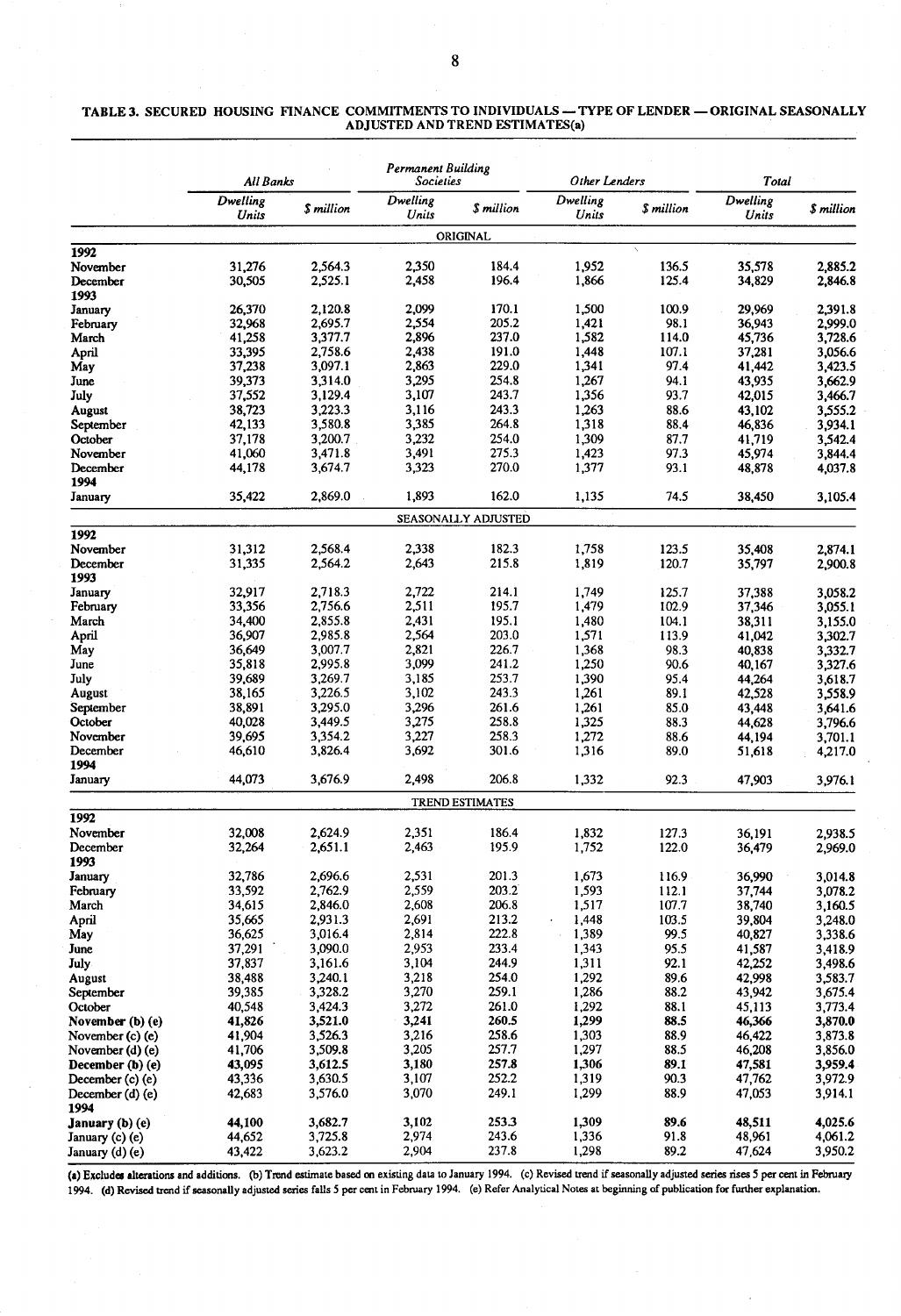## TABLE 3. SECURED HOUSING FINANCE COMMITMENTS TO INDIVIDUALS — TYPE OF LENDER — ORIGINAL SEASONALLY ADJUSTED AND TREND ESTIMATES(a)

| | *All Banks* | | *Permanent Building Societies* | | *Other Lenders* | | *Total* | |
|---|---|---|---|---|---|---|---|---|
| | *Dwelling Units* | *$ million* | *Dwelling Units* | *$ million* | *Dwelling Units* | *$ million* | *Dwelling Units* | *$ million* |
| | | | | ORIGINAL | | | | |
| **1992** | | | | | | | | |
| November | 31,276 | 2,564.3 | 2,350 | 184.4 | 1,952 | 136.5 | 35,578 | 2,885.2 |
| December | 30,505 | 2,525.1 | 2,458 | 196.4 | 1,866 | 125.4 | 34,829 | 2,846.8 |
| **1993** | | | | | | | | |
| January | 26,370 | 2,120.8 | 2,099 | 170.1 | 1,500 | 100.9 | 29,969 | 2,391.8 |
| February | 32,968 | 2,695.7 | 2,554 | 205.2 | 1,421 | 98.1 | 36,943 | 2,999.0 |
| March | 41,258 | 3,377.7 | 2,896 | 237.0 | 1,582 | 114.0 | 45,736 | 3,728.6 |
| April | 33,395 | 2,758.6 | 2,438 | 191.0 | 1,448 | 107.1 | 37,281 | 3,056.6 |
| May | 37,238 | 3,097.1 | 2,863 | 229.0 | 1,341 | 97.4 | 41,442 | 3,423.5 |
| June | 39,373 | 3,314.0 | 3,295 | 254.8 | 1,267 | 94.1 | 43,935 | 3,662.9 |
| July | 37,552 | 3,129.4 | 3,107 | 243.7 | 1,356 | 93.7 | 42,015 | 3,466.7 |
| August | 38,723 | 3,223.3 | 3,116 | 243.3 | 1,263 | 88.6 | 43,102 | 3,555.2 |
| September | 42,133 | 3,580.8 | 3,385 | 264.8 | 1,318 | 88.4 | 46,836 | 3,934.1 |
| October | 37,178 | 3,200.7 | 3,232 | 254.0 | 1,309 | 87.7 | 41,719 | 3,542.4 |
| November | 41,060 | 3,471.8 | 3,491 | 275.3 | 1,423 | 97.3 | 45,974 | 3,844.4 |
| December | 44,178 | 3,674.7 | 3,323 | 270.0 | 1,377 | 93.1 | 48,878 | 4,037.8 |
| **1994** | | | | | | | | |
| January | 35,422 | 2,869.0 | 1,893 | 162.0 | 1,135 | 74.5 | 38,450 | 3,105.4 |
| | | | | SEASONALLY ADJUSTED | | | | |
| **1992** | | | | | | | | |
| November | 31,312 | 2,568.4 | 2,338 | 182.3 | 1,758 | 123.5 | 35,408 | 2,874.1 |
| December | 31,335 | 2,564.2 | 2,643 | 215.8 | 1,819 | 120.7 | 35,797 | 2,900.8 |
| **1993** | | | | | | | | |
| January | 32,917 | 2,718.3 | 2,722 | 214.1 | 1,749 | 125.7 | 37,388 | 3,058.2 |
| February | 33,356 | 2,756.6 | 2,511 | 195.7 | 1,479 | 102.9 | 37,346 | 3,055.1 |
| March | 34,400 | 2,855.8 | 2,431 | 195.1 | 1,480 | 104.1 | 38,311 | 3,155.0 |
| April | 36,907 | 2,985.8 | 2,564 | 203.0 | 1,571 | 113.9 | 41,042 | 3,302.7 |
| May | 36,649 | 3,007.7 | 2,821 | 226.7 | 1,368 | 98.3 | 40,838 | 3,332.7 |
| June | 35,818 | 2,995.8 | 3,099 | 241.2 | 1,250 | 90.6 | 40,167 | 3,327.6 |
| July | 39,689 | 3,269.7 | 3,185 | 253.7 | 1,390 | 95.4 | 44,264 | 3,618.7 |
| August | 38,165 | 3,226.5 | 3,102 | 243.3 | 1,261 | 89.1 | 42,528 | 3,558.9 |
| September | 38,891 | 3,295.0 | 3,296 | 261.6 | 1,261 | 85.0 | 43,448 | 3,641.6 |
| October | 40,028 | 3,449.5 | 3,275 | 258.8 | 1,325 | 88.3 | 44,628 | 3,796.6 |
| November | 39,695 | 3,354.2 | 3,227 | 258.3 | 1,272 | 88.6 | 44,194 | 3,701.1 |
| December | 46,610 | 3,826.4 | 3,692 | 301.6 | 1,316 | 89.0 | 51,618 | 4,217.0 |
| **1994** | | | | | | | | |
| January | 44,073 | 3,676.9 | 2,498 | 206.8 | 1,332 | 92.3 | 47,903 | 3,976.1 |
| | | | | TREND ESTIMATES | | | | |
| **1992** | | | | | | | | |
| November | 32,008 | 2,624.9 | 2,351 | 186.4 | 1,832 | 127.3 | 36,191 | 2,938.5 |
| December | 32,264 | 2,651.1 | 2,463 | 195.9 | 1,752 | 122.0 | 36,479 | 2,969.0 |
| **1993** | | | | | | | | |
| January | 32,786 | 2,696.6 | 2,531 | 201.3 | 1,673 | 116.9 | 36,990 | 3,014.8 |
| February | 33,592 | 2,762.9 | 2,559 | 203.2 | 1,593 | 112.1 | 37,744 | 3,078.2 |
| March | 34,615 | 2,846.0 | 2,608 | 206.8 | 1,517 | 107.7 | 38,740 | 3,160.5 |
| April | 35,665 | 2,931.3 | 2,691 | 213.2 | 1,448 | 103.5 | 39,804 | 3,248.0 |
| May | 36,625 | 3,016.4 | 2,814 | 222.8 | 1,389 | 99.5 | 40,827 | 3,338.6 |
| June | 37,291 | 3,090.0 | 2,953 | 233.4 | 1,343 | 95.5 | 41,587 | 3,418.9 |
| July | 37,837 | 3,161.6 | 3,104 | 244.9 | 1,311 | 92.1 | 42,252 | 3,498.6 |
| August | 38,488 | 3,240.1 | 3,218 | 254.0 | 1,292 | 89.6 | 42,998 | 3,583.7 |
| September | 39,385 | 3,328.2 | 3,270 | 259.1 | 1,286 | 88.2 | 43,942 | 3,675.4 |
| October | 40,548 | 3,424.3 | 3,272 | 261.0 | 1,292 | 88.1 | 45,113 | 3,773.4 |
| **November (b) (e)** | **41,826** | **3,521.0** | **3,241** | **260.5** | **1,299** | **88.5** | **46,366** | **3,870.0** |
| November (c) (e) | 41,904 | 3,526.3 | 3,216 | 258.6 | 1,303 | 88.9 | 46,422 | 3,873.8 |
| November (d) (e) | 41,706 | 3,509.8 | 3,205 | 257.7 | 1,297 | 88.5 | 46,208 | 3,856.0 |
| **December (b) (e)** | **43,095** | **3,612.5** | **3,180** | **257.8** | **1,306** | **89.1** | **47,581** | **3,959.4** |
| December (c) (e) | 43,336 | 3,630.5 | 3,107 | 252.2 | 1,319 | 90.3 | 47,762 | 3,972.9 |
| December (d) (e) | 42,683 | 3,576.0 | 3,070 | 249.1 | 1,299 | 88.9 | 47,053 | 3,914.1 |
| **1994** | | | | | | | | |
| **January (b) (e)** | **44,100** | **3,682.7** | **3,102** | **253.3** | **1,309** | **89.6** | **48,511** | **4,025.6** |
| January (c) (e) | 44,652 | 3,725.8 | 2,974 | 243.6 | 1,336 | 91.8 | 48,961 | 4,061.2 |
| January (d) (e) | 43,422 | 3,623.2 | 2,904 | 237.8 | 1,298 | 89.2 | 47,624 | 3,950.2 |

**(a) Excludes alterations and additions. (b) Trend estimate based on existing data to January 1994. (c) Revised trend if seasonally adjusted series rises 5 per cent in February 1994. (d) Revised trend if seasonally adjusted series falls 5 per cent in February 1994. (e) Refer Analytical Notes at beginning of publication for further explanation.**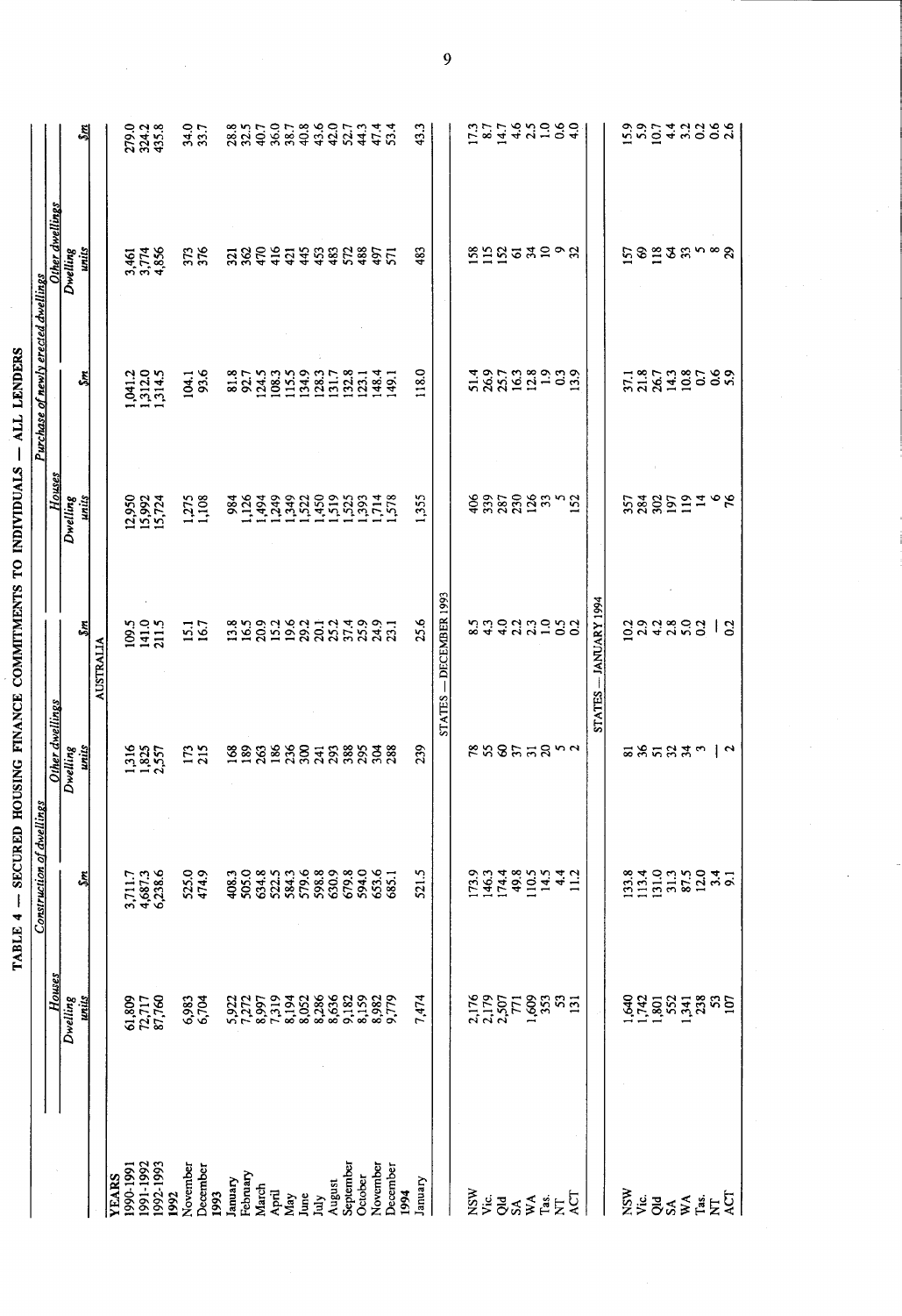# TABLE 4 — SECURED HOUSING FINANCE COMMITMENTS TO INDIVIDUALS — ALL LENDERS

| | Construction of dwellings | | | | Purchase of newly erected dwellings | | | |
|---|---|---|---|---|---|---|---|---|
| | Houses | | Other dwellings | | Houses | | Other dwellings | |
| | Dwelling units | $m | Dwelling units | $m | Dwelling units | $m | Dwelling units | $m |
| | | | | AUSTRALIA | | | | |
| **YEARS** | | | | | | | | |
| 1990-1991 | 61,809 | 3,711.7 | 1,316 | 109.5 | 12,950 | 1,041.2 | 3,461 | 279.0 |
| 1991-1992 | 72,717 | 4,687.3 | 1,825 | 141.0 | 15,992 | 1,312.0 | 3,774 | 324.2 |
| 1992-1993 | 87,760 | 6,238.6 | 2,557 | 211.5 | 15,724 | 1,314.5 | 4,856 | 435.8 |
| **1992** | | | | | | | | |
| November | 6,983 | 525.0 | 173 | 15.1 | 1,275 | 104.1 | 373 | 34.0 |
| December | 6,704 | 474.9 | 215 | 16.7 | 1,108 | 93.6 | 376 | 33.7 |
| **1993** | | | | | | | | |
| January | 5,922 | 408.3 | 168 | 13.8 | 984 | 81.8 | 321 | 28.8 |
| February | 7,272 | 505.0 | 189 | 16.5 | 1,126 | 92.7 | 362 | 32.5 |
| March | 8,997 | 634.8 | 263 | 20.9 | 1,494 | 124.5 | 470 | 40.7 |
| April | 7,319 | 522.5 | 186 | 15.2 | 1,249 | 108.3 | 416 | 36.0 |
| May | 8,194 | 584.3 | 236 | 19.6 | 1,349 | 115.5 | 421 | 38.7 |
| June | 8,052 | 579.6 | 300 | 29.2 | 1,522 | 134.9 | 445 | 40.8 |
| July | 8,286 | 598.8 | 241 | 20.1 | 1,450 | 128.3 | 453 | 43.6 |
| August | 8,636 | 630.9 | 293 | 25.2 | 1,519 | 131.7 | 483 | 42.0 |
| September | 9,182 | 679.8 | 388 | 37.4 | 1,525 | 132.8 | 572 | 52.7 |
| October | 8,159 | 594.0 | 295 | 25.9 | 1,393 | 123.1 | 488 | 44.3 |
| November | 8,982 | 653.6 | 304 | 24.9 | 1,714 | 148.4 | 497 | 47.4 |
| December | 9,779 | 685.1 | 288 | 23.1 | 1,578 | 149.1 | 571 | 53.4 |
| **1994** | | | | | | | | |
| January | 7,474 | 521.5 | 239 | 25.6 | 1,355 | 118.0 | 483 | 43.3 |
| | | | | STATES — DECEMBER 1993 | | | | |
| NSW | 2,176 | 173.9 | 78 | 8.5 | 406 | 51.4 | 158 | 17.3 |
| Vic. | 2,179 | 146.3 | 55 | 4.3 | 339 | 26.9 | 115 | 8.7 |
| Qld | 2,507 | 174.4 | 60 | 4.0 | 287 | 25.7 | 152 | 14.7 |
| SA | 771 | 49.8 | 37 | 2.2 | 230 | 16.3 | 61 | 4.6 |
| WA | 1,609 | 110.5 | 31 | 2.3 | 126 | 12.8 | 34 | 2.5 |
| Tas. | 353 | 14.5 | 20 | 1.0 | 33 | 1.9 | 10 | 1.0 |
| NT | 53 | 4.4 | 5 | 0.5 | 5 | 0.3 | 9 | 0.6 |
| ACT | 131 | 11.2 | 2 | 0.2 | 152 | 13.9 | 32 | 4.0 |
| | | | | STATES — JANUARY 1994 | | | | |
| NSW | 1,640 | 133.8 | 81 | 10.2 | 357 | 37.1 | 157 | 15.9 |
| Vic. | 1,742 | 113.4 | 36 | 2.9 | 284 | 21.8 | 69 | 5.9 |
| Qld | 1,801 | 131.0 | 51 | 4.2 | 302 | 26.7 | 118 | 10.7 |
| SA | 552 | 31.3 | 32 | 2.8 | 197 | 14.3 | 64 | 4.4 |
| WA | 1,341 | 87.5 | 34 | 5.0 | 119 | 10.8 | 33 | 3.2 |
| Tas. | 238 | 12.0 | 3 | 0.2 | 14 | 0.7 | 5 | 0.2 |
| NT | 53 | 3.4 | — | — | 6 | 0.6 | 8 | 0.6 |
| ACT | 107 | 9.1 | 2 | 0.2 | 76 | 5.9 | 29 | 2.6 |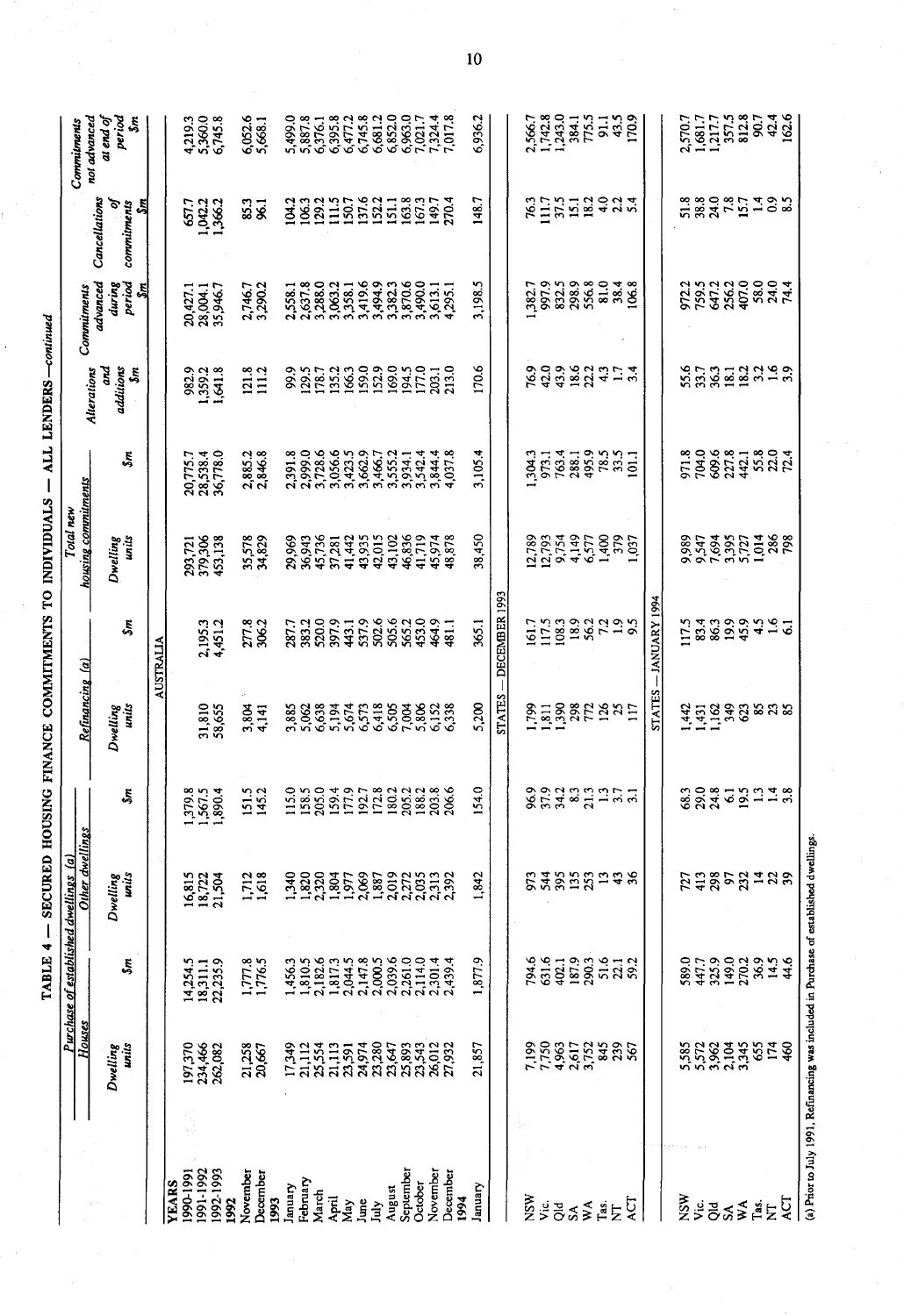## TABLE 4 — SECURED HOUSING FINANCE COMMITMENTS TO INDIVIDUALS — ALL LENDERS —*continued*

| | Purchase of established dwellings (a) | | | | Refinancing (a) | | Total new housing commitments | | Alterations and additions | Commitments advanced during period | Cancellations of commitments | Commitments not advanced at end of period |
|---|---|---|---|---|---|---|---|---|---|---|---|---|
| | Houses | | Other dwellings | | | | | | | | | |
| | Dwelling units | $m | Dwelling units | $m | Dwelling units | $m | Dwelling units | $m | $m | $m | $m | $m |
| | | | | | AUSTRALIA | | | | | | | |
| **YEARS** | | | | | | | | | | | | |
| 1990-1991 | 197,370 | 14,254.5 | 16,815 | 1,379.8 | | | 293,721 | 20,775.7 | 982.9 | 20,427.1 | 657.7 | 4,219.3 |
| 1991-1992 | 234,466 | 18,311.1 | 18,722 | 1,567.5 | 31,810 | 2,195.3 | 379,306 | 28,538.4 | 1,359.2 | 28,004.1 | 1,042.2 | 5,360.0 |
| 1992-1993 | 262,082 | 22,235.9 | 21,504 | 1,890.4 | 58,655 | 4,451.2 | 453,138 | 36,778.0 | 1,641.8 | 35,946.7 | 1,366.2 | 6,745.8 |
| **1992** | | | | | | | | | | | | |
| November | 21,258 | 1,777.8 | 1,712 | 151.5 | 3,804 | 277.8 | 35,578 | 2,885.2 | 121.8 | 2,746.7 | 85.3 | 6,052.6 |
| December | 20,667 | 1,776.5 | 1,618 | 145.2 | 4,141 | 306.2 | 34,829 | 2,846.8 | 111.2 | 3,290.2 | 96.1 | 5,668.1 |
| **1993** | | | | | | | | | | | | |
| January | 17,349 | 1,456.3 | 1,340 | 115.0 | 3,885 | 287.7 | 29,969 | 2,391.8 | 99.9 | 2,558.1 | 104.2 | 5,499.0 |
| February | 21,112 | 1,810.5 | 1,820 | 158.5 | 5,062 | 383.2 | 36,943 | 2,999.0 | 129.5 | 2,637.8 | 106.3 | 5,887.8 |
| March | 25,554 | 2,182.6 | 2,320 | 205.0 | 6,638 | 520.0 | 45,736 | 3,728.6 | 178.7 | 3,288.0 | 129.2 | 6,376.1 |
| April | 21,113 | 1,817.3 | 1,804 | 159.4 | 5,194 | 397.9 | 37,281 | 3,056.6 | 135.2 | 3,063.2 | 111.5 | 6,395.8 |
| May | 23,591 | 2,044.5 | 1,977 | 177.9 | 5,674 | 443.1 | 41,442 | 3,423.5 | 166.3 | 3,358.1 | 150.7 | 6,477.2 |
| June | 24,974 | 2,147.8 | 2,069 | 192.7 | 6,573 | 537.9 | 43,935 | 3,662.9 | 159.0 | 3,419.6 | 137.6 | 6,745.8 |
| July | 23,280 | 2,000.5 | 1,887 | 172.8 | 6,418 | 502.6 | 42,015 | 3,466.7 | 152.9 | 3,494.9 | 152.2 | 6,681.2 |
| August | 23,647 | 2,039.6 | 2,019 | 180.2 | 6,505 | 505.6 | 43,102 | 3,555.2 | 169.0 | 3,382.3 | 151.1 | 6,852.0 |
| September | 25,893 | 2,261.0 | 2,272 | 205.2 | 7,004 | 565.2 | 46,836 | 3,934.1 | 194.5 | 3,870.6 | 163.8 | 6,963.0 |
| October | 23,543 | 2,114.0 | 2,035 | 188.2 | 5,806 | 453.0 | 41,719 | 3,542.4 | 177.0 | 3,490.0 | 167.3 | 7,021.7 |
| November | 26,012 | 2,301.4 | 2,313 | 203.8 | 6,152 | 464.9 | 45,974 | 3,844.4 | 203.1 | 3,613.1 | 149.7 | 7,324.4 |
| December | 27,932 | 2,439.4 | 2,392 | 206.6 | 6,338 | 481.1 | 48,878 | 4,037.8 | 213.0 | 4,295.1 | 270.4 | 7,017.8 |
| **1994** | | | | | | | | | | | | |
| January | 21,857 | 1,877.9 | 1,842 | 154.0 | 5,200 | 365.1 | 38,450 | 3,105.4 | 170.6 | 3,198.5 | 148.7 | 6,936.2 |
| | | | | | STATES — DECEMBER 1993 | | | | | | | |
| NSW | 7,199 | 794.6 | 973 | 96.9 | 1,799 | 161.7 | 12,789 | 1,304.3 | 76.9 | 1,382.7 | 76.3 | 2,566.7 |
| Vic. | 7,750 | 631.6 | 544 | 37.9 | 1,811 | 117.5 | 12,793 | 973.1 | 42.0 | 997.9 | 111.7 | 1,742.8 |
| Qld | 4,963 | 402.1 | 395 | 34.2 | 1,390 | 108.3 | 9,754 | 763.4 | 43.9 | 832.5 | 37.5 | 1,243.0 |
| SA | 2,617 | 187.9 | 135 | 8.3 | 298 | 18.9 | 4,149 | 288.1 | 18.6 | 298.9 | 15.1 | 384.1 |
| WA | 3,752 | 290.3 | 253 | 21.3 | 772 | 56.2 | 6,577 | 495.9 | 22.2 | 556.8 | 18.2 | 775.5 |
| Tas. | 845 | 51.6 | 13 | 1.3 | 126 | 7.2 | 1,400 | 78.5 | 4.3 | 81.0 | 4.0 | 91.1 |
| NT | 239 | 22.1 | 43 | 3.7 | 25 | 1.9 | 379 | 33.5 | 1.7 | 38.4 | 2.2 | 43.5 |
| ACT | 567 | 59.2 | 36 | 3.1 | 117 | 9.5 | 1,037 | 101.1 | 3.4 | 106.8 | 5.4 | 170.9 |
| | | | | | STATES — JANUARY 1994 | | | | | | | |
| NSW | 5,585 | 589.0 | 727 | 68.3 | 1,442 | 117.5 | 9,989 | 971.8 | 55.6 | 972.2 | 51.8 | 2,570.7 |
| Vic. | 5,572 | 447.7 | 413 | 29.0 | 1,431 | 83.4 | 9,547 | 704.0 | 33.7 | 759.5 | 38.8 | 1,681.7 |
| Qld | 3,962 | 325.9 | 298 | 24.8 | 1,162 | 86.3 | 7,694 | 609.6 | 36.3 | 647.2 | 24.0 | 1,217.7 |
| SA | 2,104 | 149.0 | 97 | 6.1 | 349 | 19.9 | 3,395 | 227.8 | 18.1 | 256.2 | 7.8 | 357.5 |
| WA | 3,345 | 270.2 | 232 | 19.5 | 623 | 45.9 | 5,727 | 442.1 | 18.2 | 407.0 | 15.7 | 812.8 |
| Tas. | 655 | 36.9 | 14 | 1.3 | 85 | 4.5 | 1,014 | 55.8 | 3.2 | 58.0 | 1.4 | 90.7 |
| NT | 174 | 14.5 | 22 | 1.4 | 23 | 1.6 | 286 | 22.0 | 1.6 | 24.0 | 0.9 | 42.4 |
| ACT | 460 | 44.6 | 39 | 3.8 | 85 | 6.1 | 798 | 72.4 | 3.9 | 74.4 | 8.5 | 162.6 |

(a) Prior to July 1991, Refinancing was included in Purchase of established dwellings.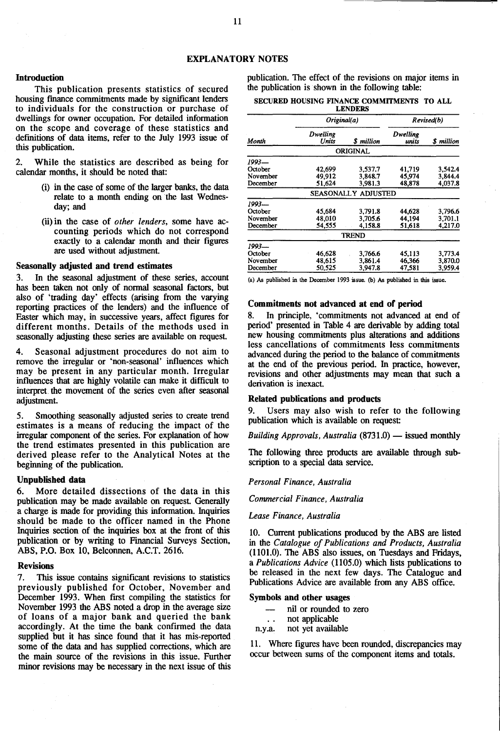# EXPLANATORY NOTES

## Introduction

This publication presents statistics of secured housing finance commitments made by significant lenders to individuals for the construction or purchase of dwellings for owner occupation. For detailed information on the scope and coverage of these statistics and definitions of data items, refer to the July 1993 issue of this publication.

2. While the statistics are described as being for calendar months, it should be noted that:

(i) in the case of some of the larger banks, the data relate to a month ending on the last Wednesday; and

(ii) in the case of *other lenders*, some have accounting periods which do not correspond exactly to a calendar month and their figures are used without adjustment.

## Seasonally adjusted and trend estimates

3. In the seasonal adjustment of these series, account has been taken not only of normal seasonal factors, but also of 'trading day' effects (arising from the varying reporting practices of the lenders) and the influence of Easter which may, in successive years, affect figures for different months. Details of the methods used in seasonally adjusting these series are available on request.

4. Seasonal adjustment procedures do not aim to remove the irregular or 'non-seasonal' influences which may be present in any particular month. Irregular influences that are highly volatile can make it difficult to interpret the movement of the series even after seasonal adjustment.

5. Smoothing seasonally adjusted series to create trend estimates is a means of reducing the impact of the irregular component of the series. For explanation of how the trend estimates presented in this publication are derived please refer to the Analytical Notes at the beginning of the publication.

## Unpublished data

6. More detailed dissections of the data in this publication may be made available on request. Generally a charge is made for providing this information. Inquiries should be made to the officer named in the Phone Inquiries section of the inquiries box at the front of this publication or by writing to Financial Surveys Section, ABS, P.O. Box 10, Belconnen, A.C.T. 2616.

## Revisions

7. This issue contains significant revisions to statistics previously published for October, November and December 1993. When first compiling the statistics for November 1993 the ABS noted a drop in the average size of loans of a major bank and queried the bank accordingly. At the time the bank confirmed the data supplied but it has since found that it has mis-reported some of the data and has supplied corrections, which are the main source of the revisions in this issue. Further minor revisions may be necessary in the next issue of this publication. The effect of the revisions on major items in the publication is shown in the following table:

**SECURED HOUSING FINANCE COMMITMENTS TO ALL LENDERS**

| | *Original(a)* | | *Revised(b)* | |
|---|---|---|---|---|
| *Month* | *Dwelling Units* | *$ million* | *Dwelling units* | *$ million* |
| | ORIGINAL | | | |
| *1993—* | | | | |
| October | 42,699 | 3,537.7 | 41,719 | 3,542.4 |
| November | 49,912 | 3,848.7 | 45,974 | 3,844.4 |
| December | 51,624 | 3,981.3 | 48,878 | 4,037.8 |
| | SEASONALLY ADJUSTED | | | |
| *1993—* | | | | |
| October | 45,684 | 3,791.8 | 44,628 | 3,796.6 |
| November | 48,010 | 3,705.6 | 44,194 | 3,701.1 |
| December | 54,555 | 4,158.8 | 51,618 | 4,217.0 |
| | TREND | | | |
| *1993—* | | | | |
| October | 46,628 | 3,766.6 | 45,113 | 3,773.4 |
| November | 48,615 | 3,861.4 | 46,366 | 3,870.0 |
| December | 50,525 | 3,947.8 | 47,581 | 3,959.4 |

(a) As published in the December 1993 issue. (b) As published in this issue.

## Commitments not advanced at end of period

8. In principle, 'commitments not advanced at end of period' presented in Table 4 are derivable by adding total new housing commitments plus alterations and additions less cancellations of commitments less commitments advanced during the period to the balance of commitments at the end of the previous period. In practice, however, revisions and other adjustments may mean that such a derivation is inexact.

## Related publications and products

9. Users may also wish to refer to the following publication which is available on request:

*Building Approvals, Australia* (8731.0) — issued monthly

The following three products are available through subscription to a special data service.

*Personal Finance, Australia*

*Commercial Finance, Australia*

*Lease Finance, Australia*

10. Current publications produced by the ABS are listed in the *Catalogue of Publications and Products, Australia* (1101.0). The ABS also issues, on Tuesdays and Fridays, a *Publications Advice* (1105.0) which lists publications to be released in the next few days. The Catalogue and Publications Advice are available from any ABS office.

## Symbols and other usages

| | |
|---|---|
| — | nil or rounded to zero |
| . . | not applicable |
| n.y.a. | not yet available |

11. Where figures have been rounded, discrepancies may occur between sums of the component items and totals.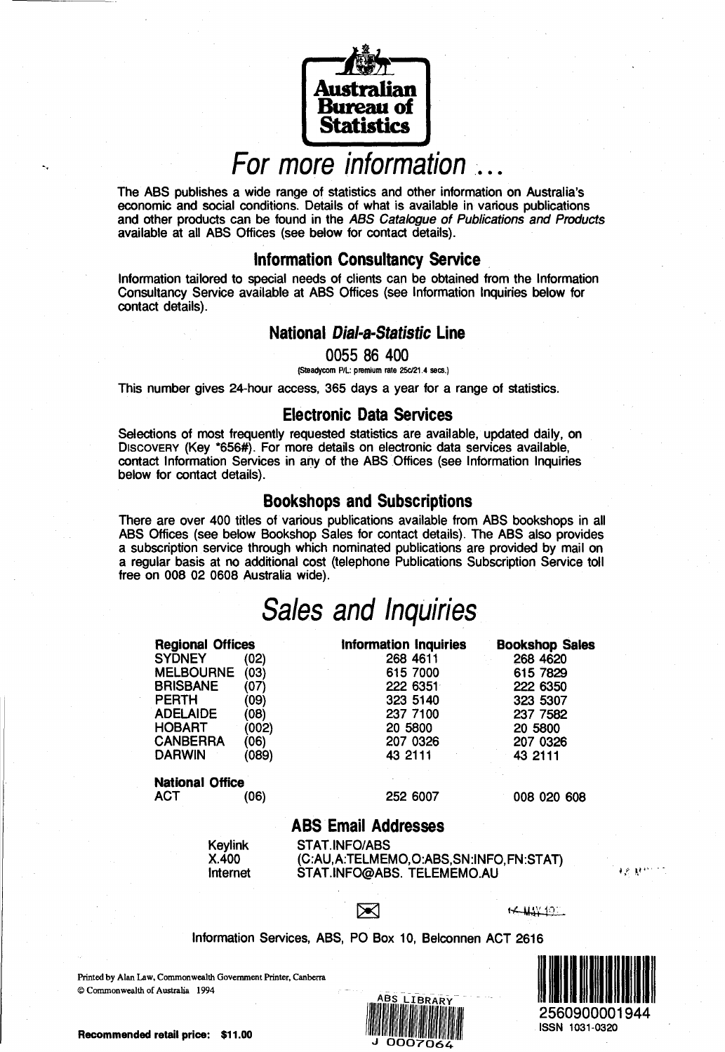Australian Bureau of Statistics

# For more information ...

The ABS publishes a wide range of statistics and other information on Australia's economic and social conditions. Details of what is available in various publications and other products can be found in the *ABS Catalogue of Publications and Products* available at all ABS Offices (see below for contact details).

## Information Consultancy Service

Information tailored to special needs of clients can be obtained from the Information Consultancy Service available at ABS Offices (see Information Inquiries below for contact details).

## National *Dial-a-Statistic* Line

0055 86 400

(Steadycom P/L: premium rate 25c/21.4 secs.)

This number gives 24-hour access, 365 days a year for a range of statistics.

## Electronic Data Services

Selections of most frequently requested statistics are available, updated daily, on DISCOVERY (Key *656#). For more details on electronic data services available, contact Information Services in any of the ABS Offices (see Information Inquiries below for contact details).

## Bookshops and Subscriptions

There are over 400 titles of various publications available from ABS bookshops in all ABS Offices (see below Bookshop Sales for contact details). The ABS also provides a subscription service through which nominated publications are provided by mail on a regular basis at no additional cost (telephone Publications Subscription Service toll free on 008 02 0608 Australia wide).

# Sales and Inquiries

| **Regional Offices** | | **Information Inquiries** | **Bookshop Sales** |
|---|---|---|---|
| SYDNEY | (02) | 268 4611 | 268 4620 |
| MELBOURNE | (03) | 615 7000 | 615 7829 |
| BRISBANE | (07) | 222 6351 | 222 6350 |
| PERTH | (09) | 323 5140 | 323 5307 |
| ADELAIDE | (08) | 237 7100 | 237 7582 |
| HOBART | (002) | 20 5800 | 20 5800 |
| CANBERRA | (06) | 207 0326 | 207 0326 |
| DARWIN | (089) | 43 2111 | 43 2111 |
| **National Office** | | | |
| ACT | (06) | 252 6007 | 008 020 608 |

## ABS Email Addresses

| | |
|---|---|
| Keylink | STAT.INFO/ABS |
| X.400 | (C:AU,A:TELMEMO,O:ABS,SN:INFO,FN:STAT) |
| Internet | STAT.INFO@ABS. TELEMEMO.AU |

Information Services, ABS, PO Box 10, Belconnen ACT 2616

Printed by Alan Law, Commonwealth Government Printer, Canberra

© Commonwealth of Australia 1994

**Recommended retail price: $11.00**

ABS LIBRARY

J 0007064

2560900001944

ISSN 1031-0320